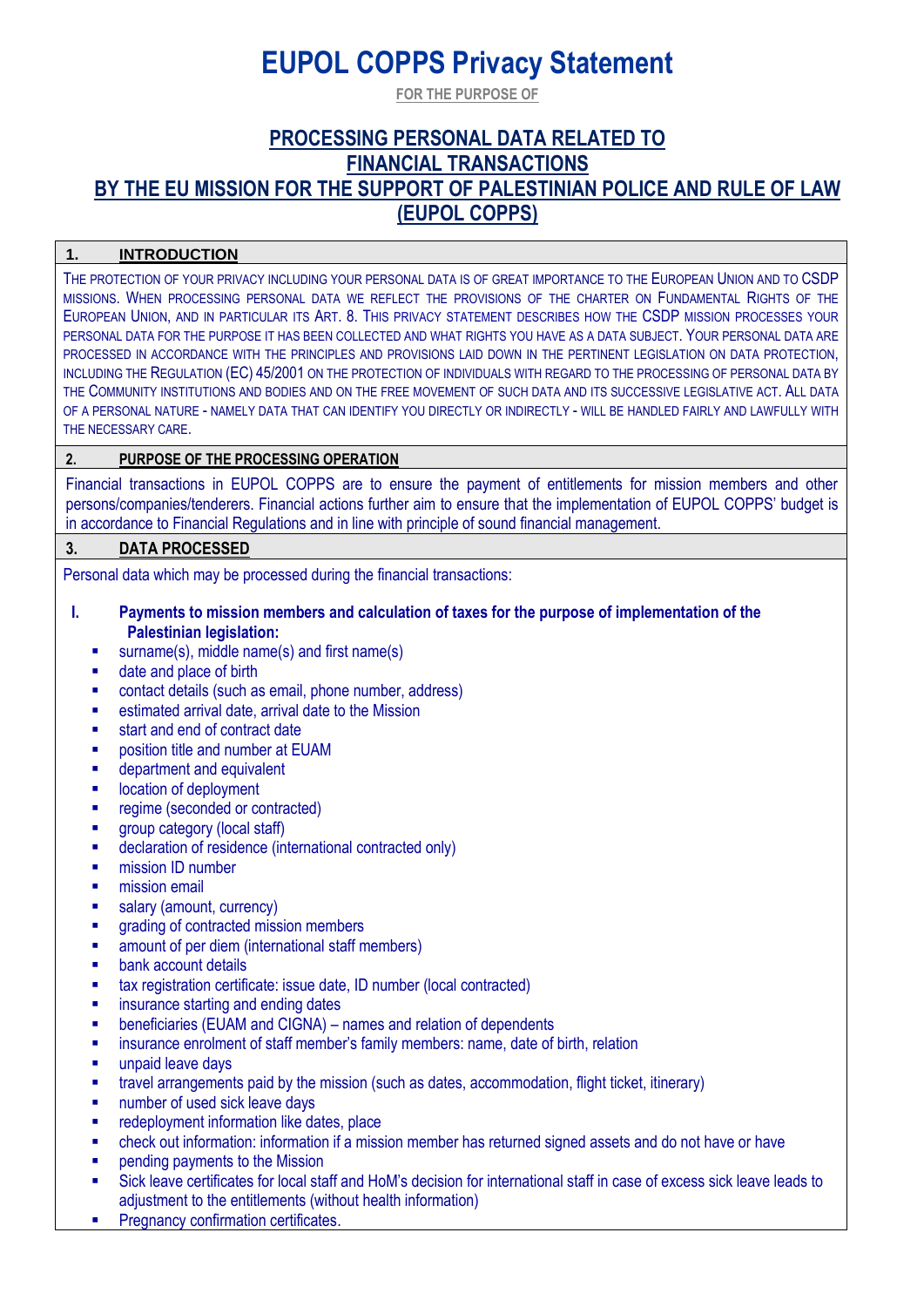# EUPOL COPPS Privacy Statement

FOR THE PURPOSE OF

## PROCESSING PERSONAL DATA RELATED TO FINANCIAL TRANSACTIONS BY THE EU MISSION FOR THE SUPPORT OF PALESTINIAN POLICE AND RULE OF LAW (EUPOL COPPS)

### 1. INTRODUCTION

THE PROTECTION OF YOUR PRIVACY INCLUDING YOUR PERSONAL DATA IS OF GREAT IMPORTANCE TO THE EUROPEAN UNION AND TO CSDP MISSIONS. WHEN PROCESSING PERSONAL DATA WE REFLECT THE PROVISIONS OF THE CHARTER ON FUNDAMENTAL RIGHTS OF THE EUROPEAN UNION, AND IN PARTICULAR ITS ART. 8. THIS PRIVACY STATEMENT DESCRIBES HOW THE CSDP MISSION PROCESSES YOUR PERSONAL DATA FOR THE PURPOSE IT HAS BEEN COLLECTED AND WHAT RIGHTS YOU HAVE AS A DATA SUBJECT. YOUR PERSONAL DATA ARE PROCESSED IN ACCORDANCE WITH THE PRINCIPLES AND PROVISIONS LAID DOWN IN THE PERTINENT LEGISLATION ON DATA PROTECTION, INCLUDING THE REGULATION (EC) 45/2001 ON THE PROTECTION OF INDIVIDUALS WITH REGARD TO THE PROCESSING OF PERSONAL DATA BY THE COMMUNITY INSTITUTIONS AND BODIES AND ON THE FREE MOVEMENT OF SUCH DATA AND ITS SUCCESSIVE LEGISLATIVE ACT. ALL DATA OF A PERSONAL NATURE - NAMELY DATA THAT CAN IDENTIFY YOU DIRECTLY OR INDIRECTLY - WILL BE HANDLED FAIRLY AND LAWFULLY WITH THE NECESSARY CARE.

### 2. PURPOSE OF THE PROCESSING OPERATION

Financial transactions in EUPOL COPPS are to ensure the payment of entitlements for mission members and other persons/companies/tenderers. Financial actions further aim to ensure that the implementation of EUPOL COPPS' budget is in accordance to Financial Regulations and in line with principle of sound financial management.

### 3. DATA PROCESSED

Personal data which may be processed during the financial transactions:

**I. Payments to mission members and calculation of taxes for the purpose of implementation of the Palestinian legislation:**

- surname(s), middle name(s) and first name(s)
- date and place of birth
- contact details (such as email, phone number, address)
- estimated arrival date, arrival date to the Mission
- start and end of contract date
- position title and number at EUAM
- department and equivalent
- location of deployment
- regime (seconded or contracted)
- group category (local staff)
- declaration of residence (international contracted only)
- mission ID number
- mission email
- salary (amount, currency)
- grading of contracted mission members
- amount of per diem (international staff members)
- bank account details
- tax registration certificate: issue date, ID number (local contracted)
- insurance starting and ending dates
- beneficiaries (EUAM and CIGNA) – names and relation of dependents
- insurance enrolment of staff member's family members: name, date of birth, relation
- unpaid leave days
- travel arrangements paid by the mission (such as dates, accommodation, flight ticket, itinerary)
- number of used sick leave days
- redeployment information like dates, place
- check out information: information if a mission member has returned signed assets and do not have or have
- pending payments to the Mission
- Sick leave certificates for local staff and HoM's decision for international staff in case of excess sick leave leads to adjustment to the entitlements (without health information)
- Pregnancy confirmation certificates.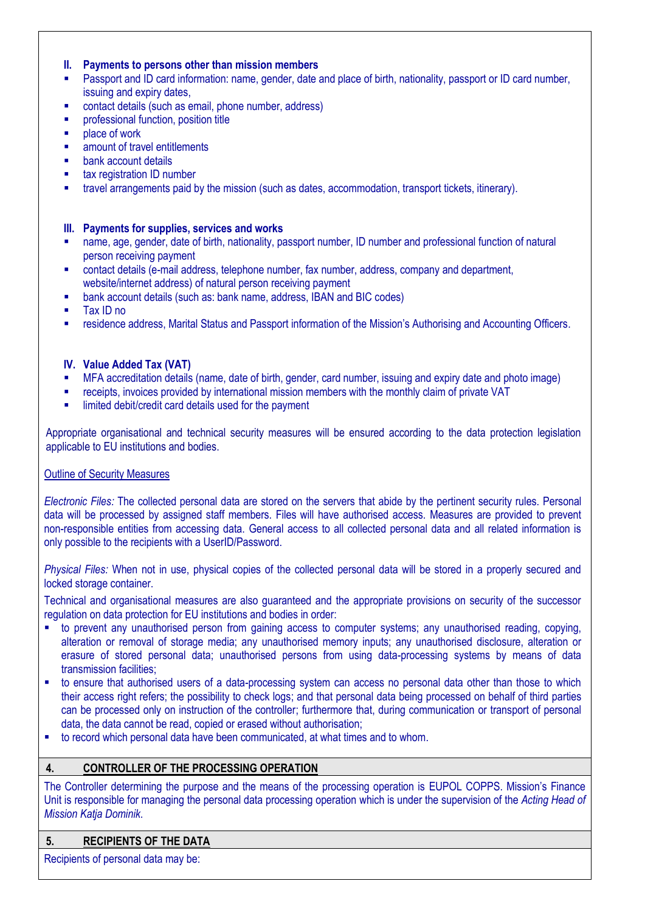### II. Payments to persons other than mission members

- Passport and ID card information: name, gender, date and place of birth, nationality, passport or ID card number, issuing and expiry dates,
- contact details (such as email, phone number, address)
- professional function, position title
- place of work
- amount of travel entitlements
- bank account details
- tax registration ID number
- travel arrangements paid by the mission (such as dates, accommodation, transport tickets, itinerary).

### III. Payments for supplies, services and works

- name, age, gender, date of birth, nationality, passport number, ID number and professional function of natural person receiving payment
- contact details (e-mail address, telephone number, fax number, address, company and department, website/internet address) of natural person receiving payment
- bank account details (such as: bank name, address, IBAN and BIC codes)
- Tax ID no
- residence address, Marital Status and Passport information of the Mission's Authorising and Accounting Officers.

### IV. Value Added Tax (VAT)

- MFA accreditation details (name, date of birth, gender, card number, issuing and expiry date and photo image)
- receipts, invoices provided by international mission members with the monthly claim of private VAT
- limited debit/credit card details used for the payment

Appropriate organisational and technical security measures will be ensured according to the data protection legislation applicable to EU institutions and bodies.

Outline of Security Measures

*Electronic Files:* The collected personal data are stored on the servers that abide by the pertinent security rules. Personal data will be processed by assigned staff members. Files will have authorised access. Measures are provided to prevent non-responsible entities from accessing data. General access to all collected personal data and all related information is only possible to the recipients with a UserID/Password.

*Physical Files:* When not in use, physical copies of the collected personal data will be stored in a properly secured and locked storage container.

Technical and organisational measures are also guaranteed and the appropriate provisions on security of the successor regulation on data protection for EU institutions and bodies in order:

- to prevent any unauthorised person from gaining access to computer systems; any unauthorised reading, copying, alteration or removal of storage media; any unauthorised memory inputs; any unauthorised disclosure, alteration or erasure of stored personal data; unauthorised persons from using data-processing systems by means of data transmission facilities;
- to ensure that authorised users of a data-processing system can access no personal data other than those to which their access right refers; the possibility to check logs; and that personal data being processed on behalf of third parties can be processed only on instruction of the controller; furthermore that, during communication or transport of personal data, the data cannot be read, copied or erased without authorisation;
- to record which personal data have been communicated, at what times and to whom.

## 4. CONTROLLER OF THE PROCESSING OPERATION

The Controller determining the purpose and the means of the processing operation is EUPOL COPPS. Mission's Finance Unit is responsible for managing the personal data processing operation which is under the supervision of the *Acting Head of Mission Katja Dominik.*

## 5. RECIPIENTS OF THE DATA

Recipients of personal data may be: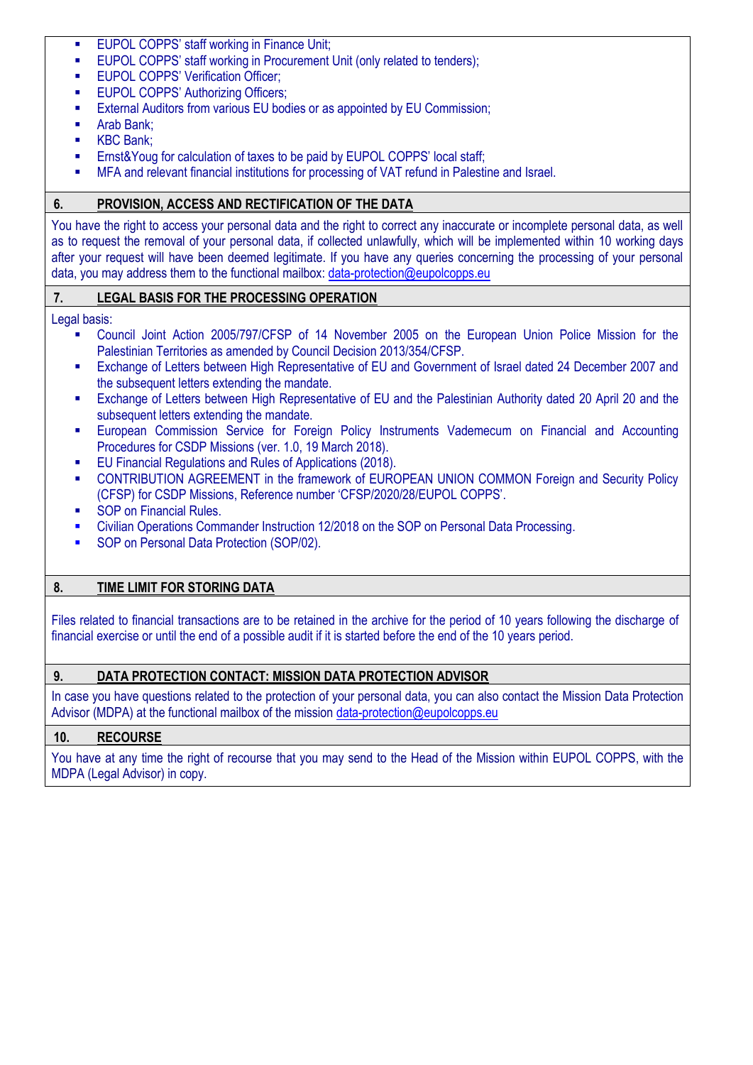- EUPOL COPPS' staff working in Finance Unit;
- EUPOL COPPS' staff working in Procurement Unit (only related to tenders);
- EUPOL COPPS' Verification Officer;
- EUPOL COPPS' Authorizing Officers;
- External Auditors from various EU bodies or as appointed by EU Commission;
- Arab Bank;
- KBC Bank;
- Ernst&Youg for calculation of taxes to be paid by EUPOL COPPS' local staff;
- MFA and relevant financial institutions for processing of VAT refund in Palestine and Israel.

## 6. PROVISION, ACCESS AND RECTIFICATION OF THE DATA

You have the right to access your personal data and the right to correct any inaccurate or incomplete personal data, as well as to request the removal of your personal data, if collected unlawfully, which will be implemented within 10 working days after your request will have been deemed legitimate. If you have any queries concerning the processing of your personal data, you may address them to the functional mailbox: data-protection@eupolcopps.eu

## 7. LEGAL BASIS FOR THE PROCESSING OPERATION

Legal basis:

- Council Joint Action 2005/797/CFSP of 14 November 2005 on the European Union Police Mission for the Palestinian Territories as amended by Council Decision 2013/354/CFSP.
- Exchange of Letters between High Representative of EU and Government of Israel dated 24 December 2007 and the subsequent letters extending the mandate.
- Exchange of Letters between High Representative of EU and the Palestinian Authority dated 20 April 20 and the subsequent letters extending the mandate.
- European Commission Service for Foreign Policy Instruments Vademecum on Financial and Accounting Procedures for CSDP Missions (ver. 1.0, 19 March 2018).
- EU Financial Regulations and Rules of Applications (2018).
- CONTRIBUTION AGREEMENT in the framework of EUROPEAN UNION COMMON Foreign and Security Policy (CFSP) for CSDP Missions, Reference number 'CFSP/2020/28/EUPOL COPPS'.
- SOP on Financial Rules.
- Civilian Operations Commander Instruction 12/2018 on the SOP on Personal Data Processing.
- SOP on Personal Data Protection (SOP/02).

## 8. TIME LIMIT FOR STORING DATA

Files related to financial transactions are to be retained in the archive for the period of 10 years following the discharge of financial exercise or until the end of a possible audit if it is started before the end of the 10 years period.

## 9. DATA PROTECTION CONTACT: MISSION DATA PROTECTION ADVISOR

In case you have questions related to the protection of your personal data, you can also contact the Mission Data Protection Advisor (MDPA) at the functional mailbox of the mission data-protection@eupolcopps.eu

## 10. RECOURSE

You have at any time the right of recourse that you may send to the Head of the Mission within EUPOL COPPS, with the MDPA (Legal Advisor) in copy.